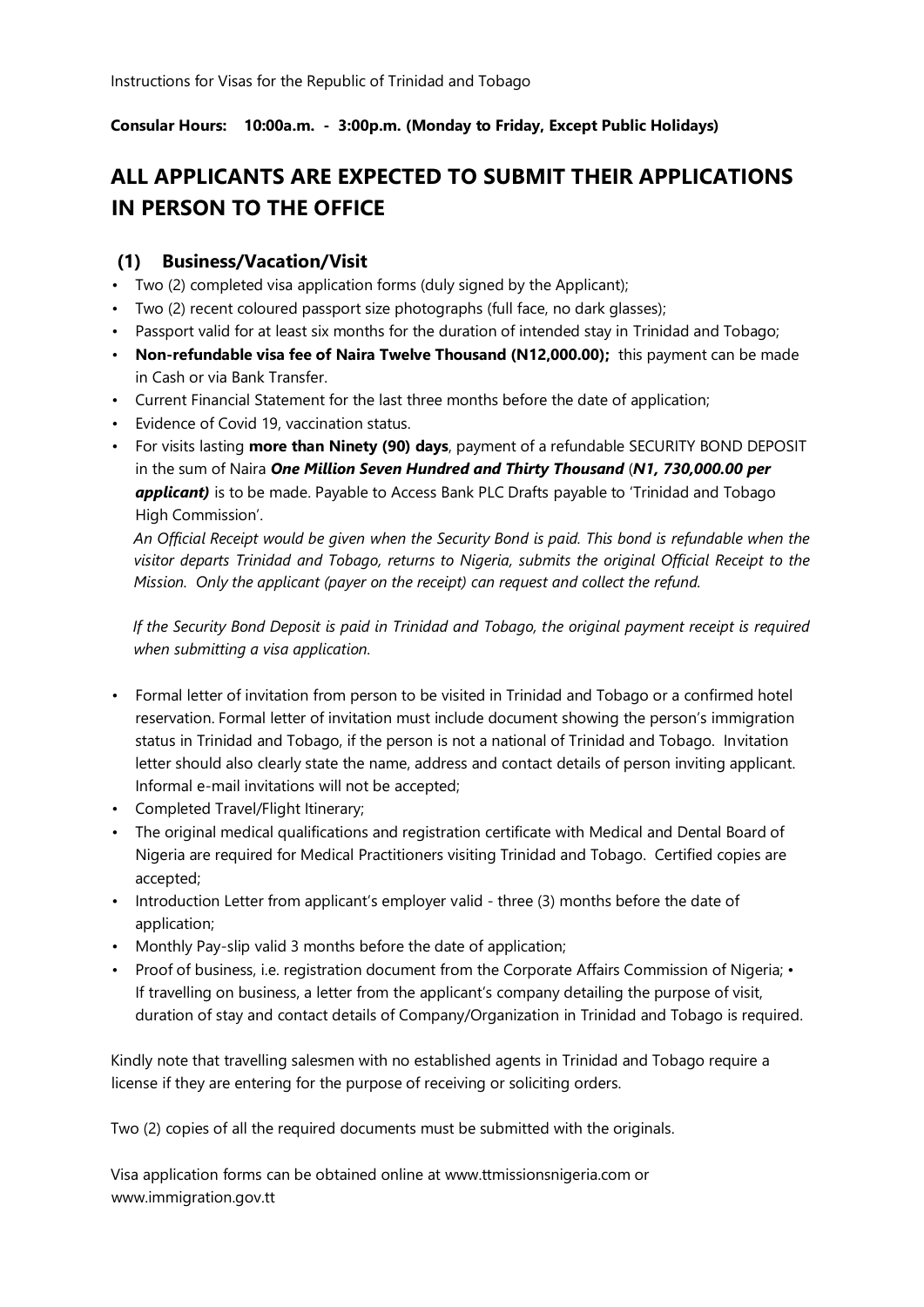Instructions for Visas for the Republic of Trinidad and Tobago

**Consular Hours: 10:00a.m. - 3:00p.m. (Monday to Friday, Except Public Holidays)**

# ALL APPLICANTS ARE EXPECTED TO SUBMIT THEIR APPLICATIONS IN PERSON TO THE OFFICE

## (1) Business/Vacation/Visit

- Two (2) completed visa application forms (duly signed by the Applicant);
- Two (2) recent coloured passport size photographs (full face, no dark glasses);
- Passport valid for at least six months for the duration of intended stay in Trinidad and Tobago;
- **Non-refundable visa fee of Naira Twelve Thousand (N12,000.00);** this payment can be made in Cash or via Bank Transfer.
- Current Financial Statement for the last three months before the date of application;
- Evidence of Covid 19, vaccination status.
- For visits lasting **more than Ninety (90) days**, payment of a refundable SECURITY BOND DEPOSIT in the sum of Naira ***One Million Seven Hundred and Thirty Thousand*** (***N1, 730,000.00 per applicant)*** is to be made. Payable to Access Bank PLC Drafts payable to 'Trinidad and Tobago High Commission'.

  *An Official Receipt would be given when the Security Bond is paid. This bond is refundable when the visitor departs Trinidad and Tobago, returns to Nigeria, submits the original Official Receipt to the Mission. Only the applicant (payer on the receipt) can request and collect the refund.*

  *If the Security Bond Deposit is paid in Trinidad and Tobago, the original payment receipt is required when submitting a visa application.*

- Formal letter of invitation from person to be visited in Trinidad and Tobago or a confirmed hotel reservation. Formal letter of invitation must include document showing the person's immigration status in Trinidad and Tobago, if the person is not a national of Trinidad and Tobago. Invitation letter should also clearly state the name, address and contact details of person inviting applicant. Informal e-mail invitations will not be accepted;
- Completed Travel/Flight Itinerary;
- The original medical qualifications and registration certificate with Medical and Dental Board of Nigeria are required for Medical Practitioners visiting Trinidad and Tobago. Certified copies are accepted;
- Introduction Letter from applicant's employer valid - three (3) months before the date of application;
- Monthly Pay-slip valid 3 months before the date of application;
- Proof of business, i.e. registration document from the Corporate Affairs Commission of Nigeria; • If travelling on business, a letter from the applicant's company detailing the purpose of visit, duration of stay and contact details of Company/Organization in Trinidad and Tobago is required.

Kindly note that travelling salesmen with no established agents in Trinidad and Tobago require a license if they are entering for the purpose of receiving or soliciting orders.

Two (2) copies of all the required documents must be submitted with the originals.

Visa application forms can be obtained online at www.ttmissionsnigeria.com or www.immigration.gov.tt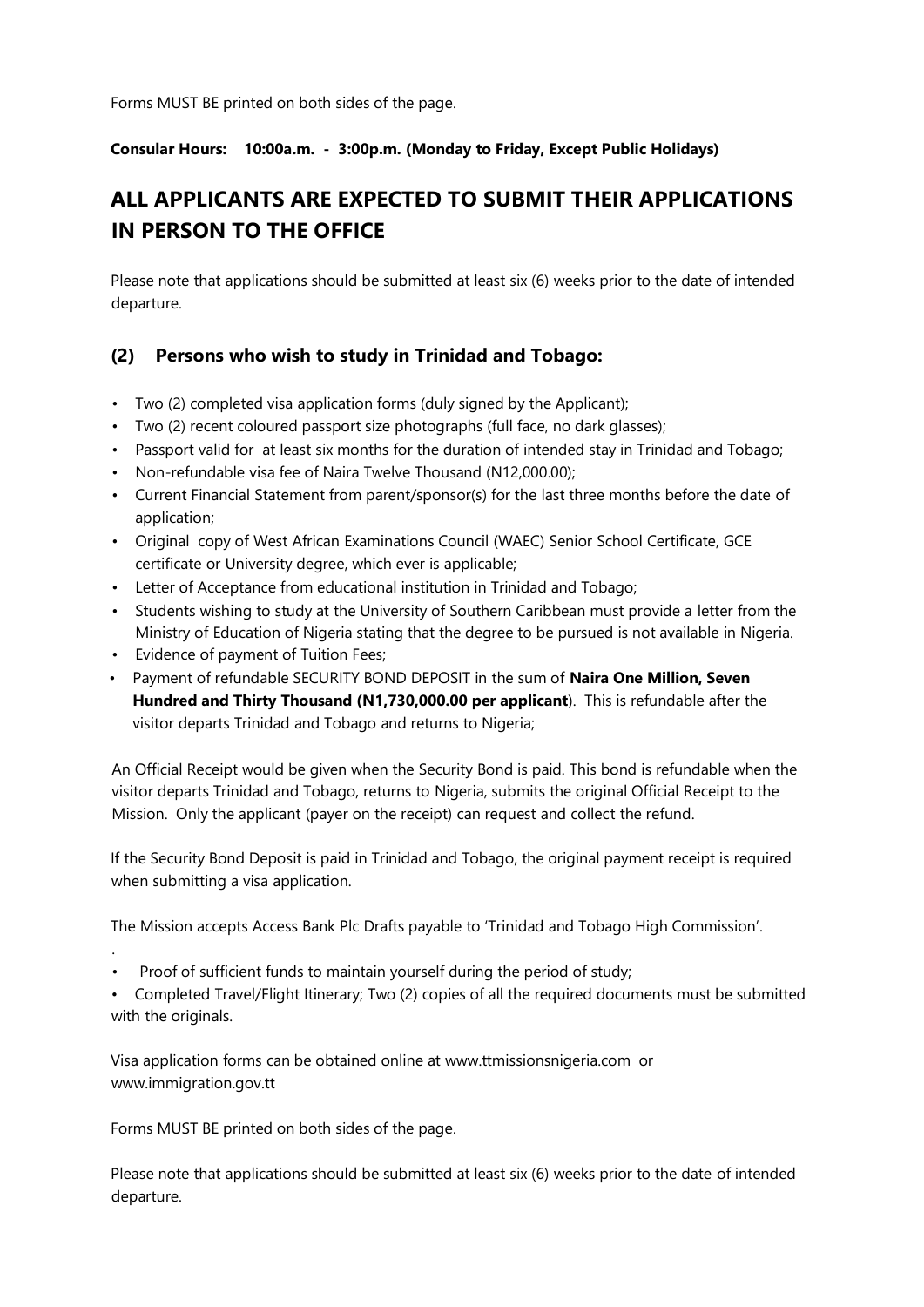Forms MUST BE printed on both sides of the page.

**Consular Hours: 10:00a.m. - 3:00p.m. (Monday to Friday, Except Public Holidays)**

## ALL APPLICANTS ARE EXPECTED TO SUBMIT THEIR APPLICATIONS IN PERSON TO THE OFFICE

Please note that applications should be submitted at least six (6) weeks prior to the date of intended departure.

### (2) Persons who wish to study in Trinidad and Tobago:

- Two (2) completed visa application forms (duly signed by the Applicant);
- Two (2) recent coloured passport size photographs (full face, no dark glasses);
- Passport valid for at least six months for the duration of intended stay in Trinidad and Tobago;
- Non-refundable visa fee of Naira Twelve Thousand (N12,000.00);
- Current Financial Statement from parent/sponsor(s) for the last three months before the date of application;
- Original copy of West African Examinations Council (WAEC) Senior School Certificate, GCE certificate or University degree, which ever is applicable;
- Letter of Acceptance from educational institution in Trinidad and Tobago;
- Students wishing to study at the University of Southern Caribbean must provide a letter from the Ministry of Education of Nigeria stating that the degree to be pursued is not available in Nigeria.
- Evidence of payment of Tuition Fees;
- Payment of refundable SECURITY BOND DEPOSIT in the sum of **Naira One Million, Seven Hundred and Thirty Thousand (N1,730,000.00 per applicant**). This is refundable after the visitor departs Trinidad and Tobago and returns to Nigeria;

An Official Receipt would be given when the Security Bond is paid. This bond is refundable when the visitor departs Trinidad and Tobago, returns to Nigeria, submits the original Official Receipt to the Mission. Only the applicant (payer on the receipt) can request and collect the refund.

If the Security Bond Deposit is paid in Trinidad and Tobago, the original payment receipt is required when submitting a visa application.

The Mission accepts Access Bank Plc Drafts payable to 'Trinidad and Tobago High Commission'.

.

- Proof of sufficient funds to maintain yourself during the period of study;
- Completed Travel/Flight Itinerary; Two (2) copies of all the required documents must be submitted with the originals.

Visa application forms can be obtained online at www.ttmissionsnigeria.com or www.immigration.gov.tt

Forms MUST BE printed on both sides of the page.

Please note that applications should be submitted at least six (6) weeks prior to the date of intended departure.